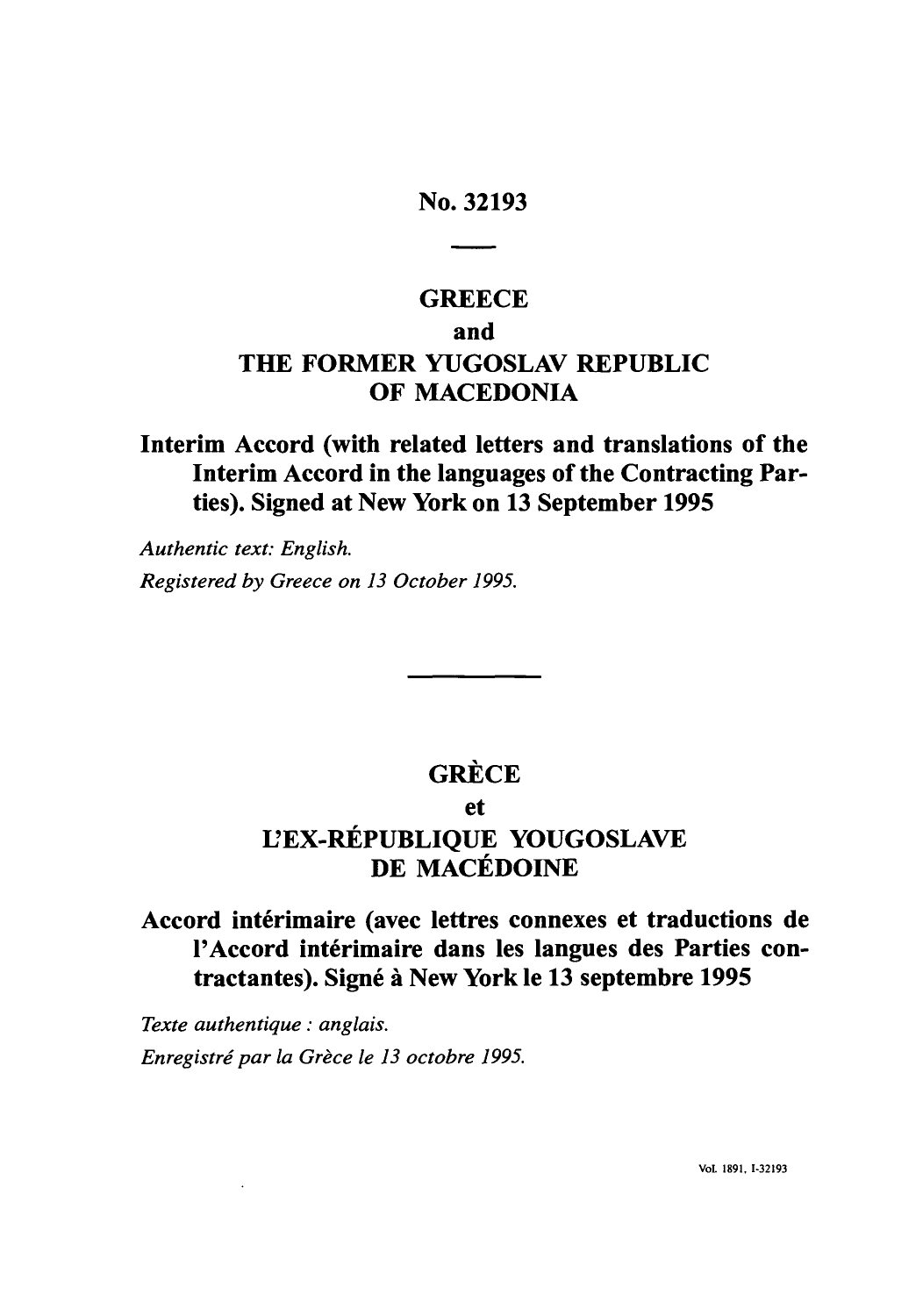# No. 32193

## GREECE
## and
## THE FORMER YUGOSLAV REPUBLIC OF MACEDONIA

### Interim Accord (with related letters and translations of the Interim Accord in the languages of the Contracting Parties). Signed at New York on 13 September 1995

*Authentic text: English.*

*Registered by Greece on 13 October 1995.*

---

## GRÈCE
## et
## L'EX-RÉPUBLIQUE YOUGOSLAVE DE MACÉDOINE

### Accord intérimaire (avec lettres connexes et traductions de l'Accord intérimaire dans les langues des Parties contractantes). Signé à New York le 13 septembre 1995

*Texte authentique : anglais.*

*Enregistré par la Grèce le 13 octobre 1995.*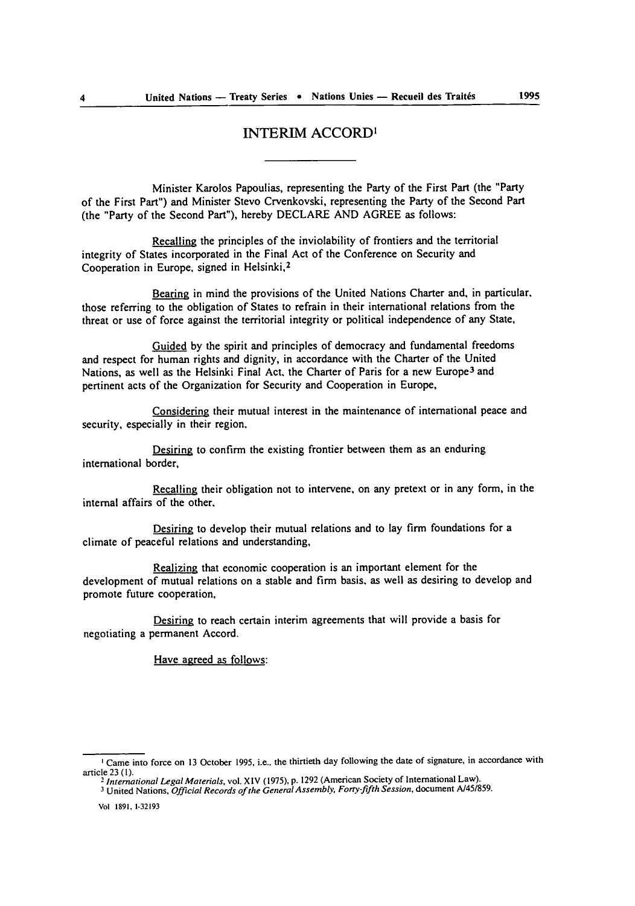# INTERIM ACCORD[1]

Minister Karolos Papoulias, representing the Party of the First Part (the "Party of the First Part") and Minister Stevo Crvenkovski, representing the Party of the Second Part (the "Party of the Second Part"), hereby DECLARE AND AGREE as follows:

Recalling the principles of the inviolability of frontiers and the territorial integrity of States incorporated in the Final Act of the Conference on Security and Cooperation in Europe, signed in Helsinki,[2]

Bearing in mind the provisions of the United Nations Charter and, in particular, those referring to the obligation of States to refrain in their international relations from the threat or use of force against the territorial integrity or political independence of any State,

Guided by the spirit and principles of democracy and fundamental freedoms and respect for human rights and dignity, in accordance with the Charter of the United Nations, as well as the Helsinki Final Act, the Charter of Paris for a new Europe[3] and pertinent acts of the Organization for Security and Cooperation in Europe,

Considering their mutual interest in the maintenance of international peace and security, especially in their region,

Desiring to confirm the existing frontier between them as an enduring international border,

Recalling their obligation not to intervene, on any pretext or in any form, in the internal affairs of the other,

Desiring to develop their mutual relations and to lay firm foundations for a climate of peaceful relations and understanding,

Realizing that economic cooperation is an important element for the development of mutual relations on a stable and firm basis, as well as desiring to develop and promote future cooperation,

Desiring to reach certain interim agreements that will provide a basis for negotiating a permanent Accord.

Have agreed as follows:

---

[1] Came into force on 13 October 1995, i.e., the thirtieth day following the date of signature, in accordance with article 23 (1).

[2] *International Legal Materials*, vol. XIV (1975), p. 1292 (American Society of International Law).

[3] United Nations, *Official Records of the General Assembly, Forty-fifth Session*, document A/45/859.

Vol 1891, I-32193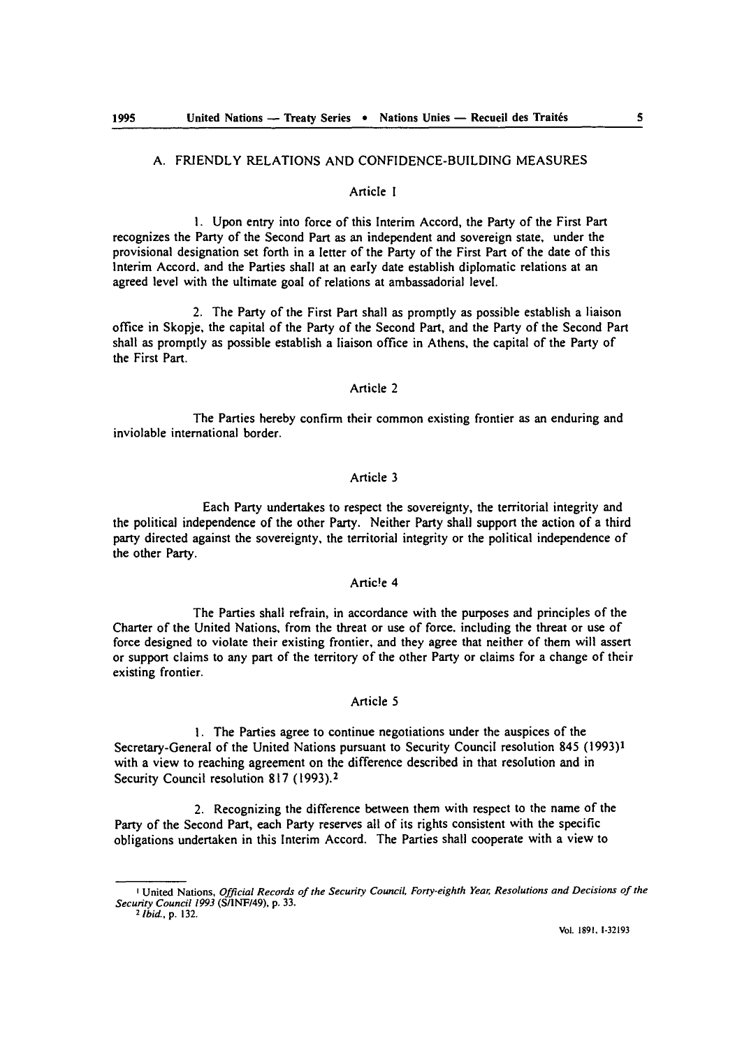## A. FRIENDLY RELATIONS AND CONFIDENCE-BUILDING MEASURES

### Article 1

1. Upon entry into force of this Interim Accord, the Party of the First Part recognizes the Party of the Second Part as an independent and sovereign state, under the provisional designation set forth in a letter of the Party of the First Part of the date of this Interim Accord, and the Parties shall at an early date establish diplomatic relations at an agreed level with the ultimate goal of relations at ambassadorial level.

2. The Party of the First Part shall as promptly as possible establish a liaison office in Skopje, the capital of the Party of the Second Part, and the Party of the Second Part shall as promptly as possible establish a liaison office in Athens, the capital of the Party of the First Part.

### Article 2

The Parties hereby confirm their common existing frontier as an enduring and inviolable international border.

### Article 3

Each Party undertakes to respect the sovereignty, the territorial integrity and the political independence of the other Party. Neither Party shall support the action of a third party directed against the sovereignty, the territorial integrity or the political independence of the other Party.

### Article 4

The Parties shall refrain, in accordance with the purposes and principles of the Charter of the United Nations, from the threat or use of force, including the threat or use of force designed to violate their existing frontier, and they agree that neither of them will assert or support claims to any part of the territory of the other Party or claims for a change of their existing frontier.

### Article 5

1. The Parties agree to continue negotiations under the auspices of the Secretary-General of the United Nations pursuant to Security Council resolution 845 (1993)[1] with a view to reaching agreement on the difference described in that resolution and in Security Council resolution 817 (1993).[2]

2. Recognizing the difference between them with respect to the name of the Party of the Second Part, each Party reserves all of its rights consistent with the specific obligations undertaken in this Interim Accord. The Parties shall cooperate with a view to

---

[1] United Nations, *Official Records of the Security Council, Forty-eighth Year, Resolutions and Decisions of the Security Council 1993* (S/INF/49), p. 33.

[2] *Ibid.*, p. 132.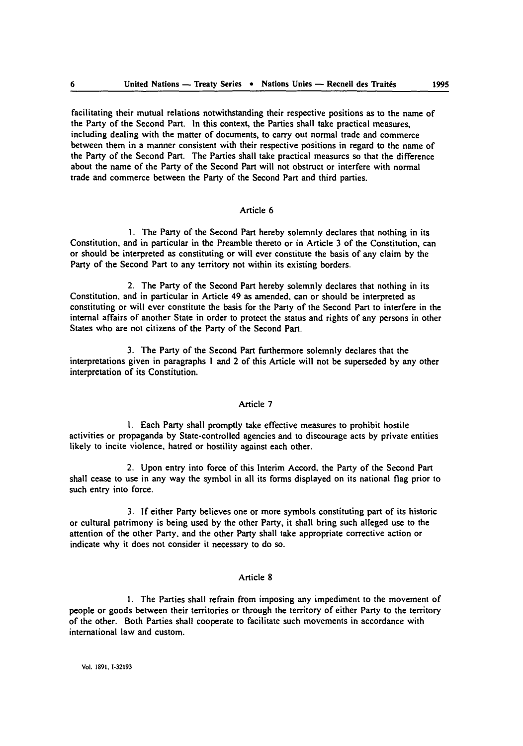facilitating their mutual relations notwithstanding their respective positions as to the name of the Party of the Second Part. In this context, the Parties shall take practical measures, including dealing with the matter of documents, to carry out normal trade and commerce between them in a manner consistent with their respective positions in regard to the name of the Party of the Second Part. The Parties shall take practical measures so that the difference about the name of the Party of the Second Part will not obstruct or interfere with normal trade and commerce between the Party of the Second Part and third parties.

## Article 6

1. The Party of the Second Part hereby solemnly declares that nothing in its Constitution, and in particular in the Preamble thereto or in Article 3 of the Constitution, can or should be interpreted as constituting or will ever constitute the basis of any claim by the Party of the Second Part to any territory not within its existing borders.

2. The Party of the Second Part hereby solemnly declares that nothing in its Constitution, and in particular in Article 49 as amended, can or should be interpreted as constituting or will ever constitute the basis for the Party of the Second Part to interfere in the internal affairs of another State in order to protect the status and rights of any persons in other States who are not citizens of the Party of the Second Part.

3. The Party of the Second Part furthermore solemnly declares that the interpretations given in paragraphs 1 and 2 of this Article will not be superseded by any other interpretation of its Constitution.

## Article 7

1. Each Party shall promptly take effective measures to prohibit hostile activities or propaganda by State-controlled agencies and to discourage acts by private entities likely to incite violence, hatred or hostility against each other.

2. Upon entry into force of this Interim Accord, the Party of the Second Part shall cease to use in any way the symbol in all its forms displayed on its national flag prior to such entry into force.

3. If either Party believes one or more symbols constituting part of its historic or cultural patrimony is being used by the other Party, it shall bring such alleged use to the attention of the other Party, and the other Party shall take appropriate corrective action or indicate why it does not consider it necessary to do so.

## Article 8

1. The Parties shall refrain from imposing any impediment to the movement of people or goods between their territories or through the territory of either Party to the territory of the other. Both Parties shall cooperate to facilitate such movements in accordance with international law and custom.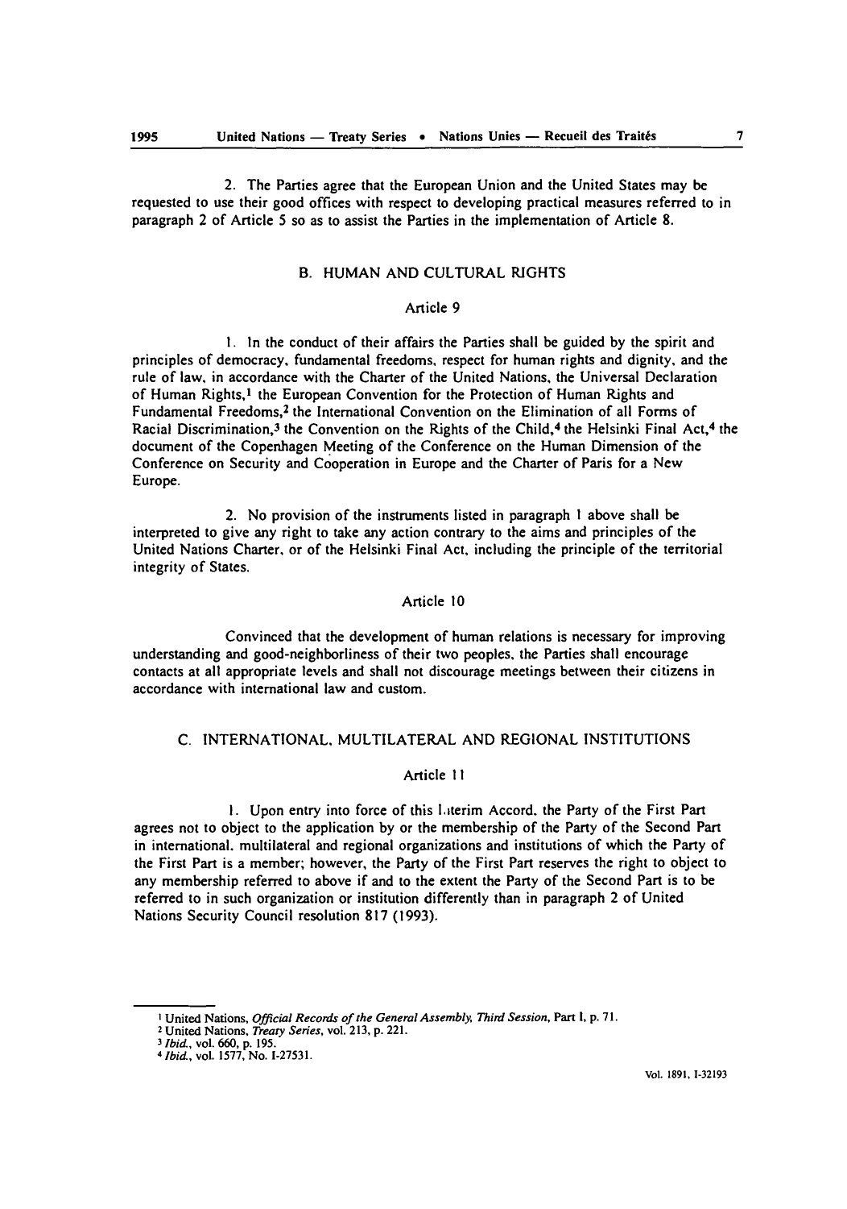2. The Parties agree that the European Union and the United States may be requested to use their good offices with respect to developing practical measures referred to in paragraph 2 of Article 5 so as to assist the Parties in the implementation of Article 8.

## B. HUMAN AND CULTURAL RIGHTS

### Article 9

1. In the conduct of their affairs the Parties shall be guided by the spirit and principles of democracy, fundamental freedoms, respect for human rights and dignity, and the rule of law, in accordance with the Charter of the United Nations, the Universal Declaration of Human Rights,[1] the European Convention for the Protection of Human Rights and Fundamental Freedoms,[2] the International Convention on the Elimination of all Forms of Racial Discrimination,[3] the Convention on the Rights of the Child,[4] the Helsinki Final Act,[4] the document of the Copenhagen Meeting of the Conference on the Human Dimension of the Conference on Security and Cooperation in Europe and the Charter of Paris for a New Europe.

2. No provision of the instruments listed in paragraph 1 above shall be interpreted to give any right to take any action contrary to the aims and principles of the United Nations Charter, or of the Helsinki Final Act, including the principle of the territorial integrity of States.

### Article 10

Convinced that the development of human relations is necessary for improving understanding and good-neighborliness of their two peoples, the Parties shall encourage contacts at all appropriate levels and shall not discourage meetings between their citizens in accordance with international law and custom.

## C. INTERNATIONAL, MULTILATERAL AND REGIONAL INSTITUTIONS

### Article 11

1. Upon entry into force of this Interim Accord, the Party of the First Part agrees not to object to the application by or the membership of the Party of the Second Part in international, multilateral and regional organizations and institutions of which the Party of the First Part is a member; however, the Party of the First Part reserves the right to object to any membership referred to above if and to the extent the Party of the Second Part is to be referred to in such organization or institution differently than in paragraph 2 of United Nations Security Council resolution 817 (1993).

---

[1] United Nations, *Official Records of the General Assembly, Third Session*, Part I, p. 71.

[2] United Nations, *Treaty Series*, vol. 213, p. 221.

[3] *Ibid.*, vol. 660, p. 195.

[4] *Ibid.*, vol. 1577, No. I-27531.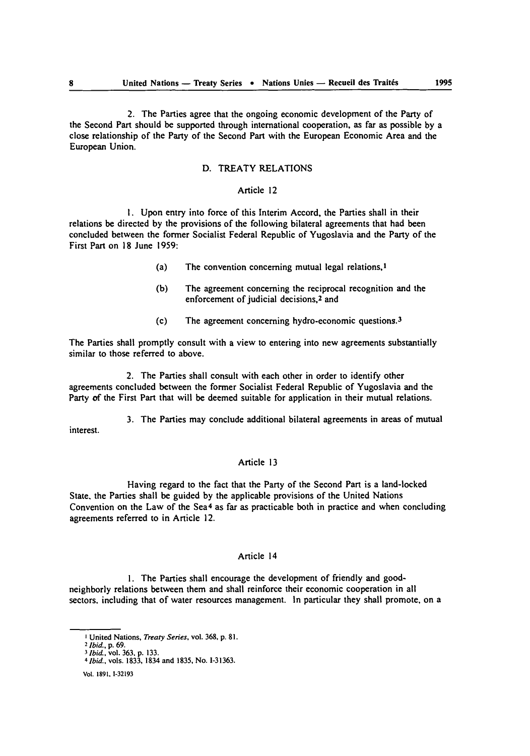2. The Parties agree that the ongoing economic development of the Party of the Second Part should be supported through international cooperation, as far as possible by a close relationship of the Party of the Second Part with the European Economic Area and the European Union.

## D. TREATY RELATIONS

### Article 12

1. Upon entry into force of this Interim Accord, the Parties shall in their relations be directed by the provisions of the following bilateral agreements that had been concluded between the former Socialist Federal Republic of Yugoslavia and the Party of the First Part on 18 June 1959:

   (a) The convention concerning mutual legal relations,[1]

   (b) The agreement concerning the reciprocal recognition and the enforcement of judicial decisions,[2] and

   (c) The agreement concerning hydro-economic questions.[3]

The Parties shall promptly consult with a view to entering into new agreements substantially similar to those referred to above.

2. The Parties shall consult with each other in order to identify other agreements concluded between the former Socialist Federal Republic of Yugoslavia and the Party of the First Part that will be deemed suitable for application in their mutual relations.

3. The Parties may conclude additional bilateral agreements in areas of mutual interest.

### Article 13

Having regard to the fact that the Party of the Second Part is a land-locked State, the Parties shall be guided by the applicable provisions of the United Nations Convention on the Law of the Sea[4] as far as practicable both in practice and when concluding agreements referred to in Article 12.

### Article 14

1. The Parties shall encourage the development of friendly and good-neighborly relations between them and shall reinforce their economic cooperation in all sectors, including that of water resources management. In particular they shall promote, on a

---

[1] United Nations, *Treaty Series*, vol. 368, p. 81.

[2] *Ibid.*, p. 69.

[3] *Ibid.*, vol. 363, p. 133.

[4] *Ibid.*, vols. 1833, 1834 and 1835, No. I-31363.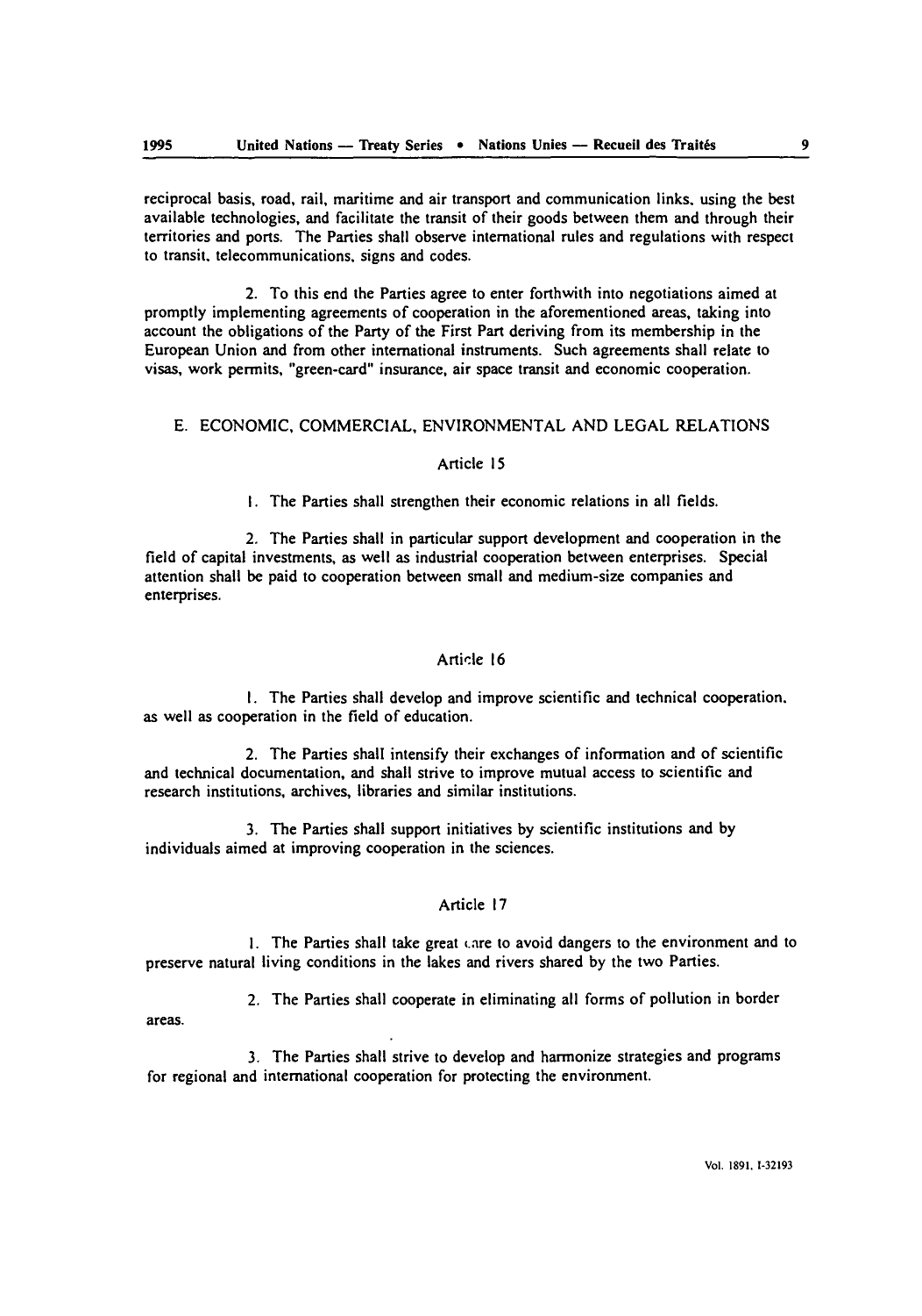reciprocal basis, road, rail, maritime and air transport and communication links, using the best available technologies, and facilitate the transit of their goods between them and through their territories and ports. The Parties shall observe international rules and regulations with respect to transit, telecommunications, signs and codes.

2. To this end the Parties agree to enter forthwith into negotiations aimed at promptly implementing agreements of cooperation in the aforementioned areas, taking into account the obligations of the Party of the First Part deriving from its membership in the European Union and from other international instruments. Such agreements shall relate to visas, work permits, "green-card" insurance, air space transit and economic cooperation.

## E. ECONOMIC, COMMERCIAL, ENVIRONMENTAL AND LEGAL RELATIONS

### Article 15

1. The Parties shall strengthen their economic relations in all fields.

2. The Parties shall in particular support development and cooperation in the field of capital investments, as well as industrial cooperation between enterprises. Special attention shall be paid to cooperation between small and medium-size companies and enterprises.

### Article 16

1. The Parties shall develop and improve scientific and technical cooperation, as well as cooperation in the field of education.

2. The Parties shall intensify their exchanges of information and of scientific and technical documentation, and shall strive to improve mutual access to scientific and research institutions, archives, libraries and similar institutions.

3. The Parties shall support initiatives by scientific institutions and by individuals aimed at improving cooperation in the sciences.

### Article 17

1. The Parties shall take great care to avoid dangers to the environment and to preserve natural living conditions in the lakes and rivers shared by the two Parties.

2. The Parties shall cooperate in eliminating all forms of pollution in border areas.

3. The Parties shall strive to develop and harmonize strategies and programs for regional and international cooperation for protecting the environment.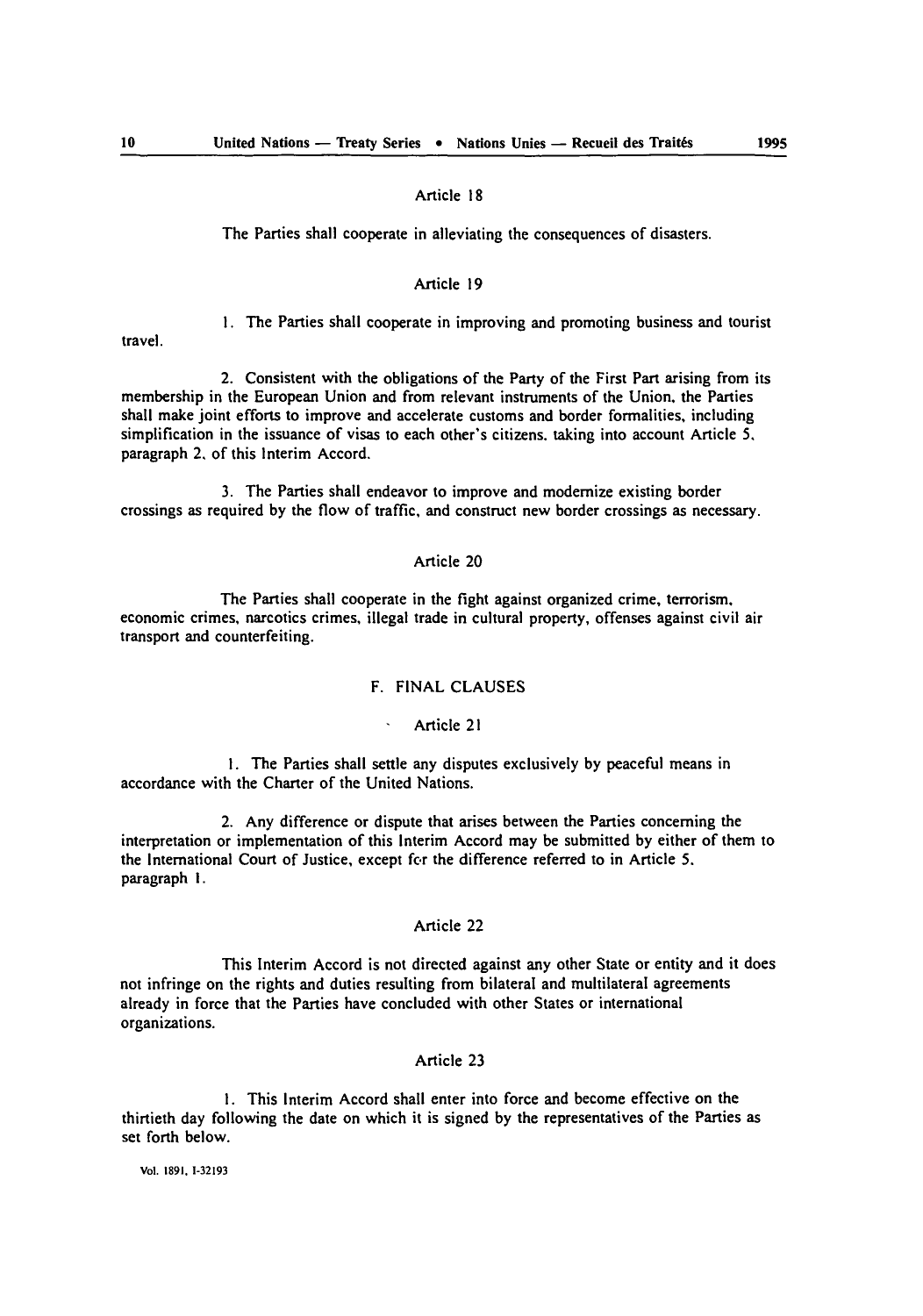### Article 18

The Parties shall cooperate in alleviating the consequences of disasters.

### Article 19

1. The Parties shall cooperate in improving and promoting business and tourist travel.

2. Consistent with the obligations of the Party of the First Part arising from its membership in the European Union and from relevant instruments of the Union, the Parties shall make joint efforts to improve and accelerate customs and border formalities, including simplification in the issuance of visas to each other's citizens, taking into account Article 5, paragraph 2, of this Interim Accord.

3. The Parties shall endeavor to improve and modernize existing border crossings as required by the flow of traffic, and construct new border crossings as necessary.

### Article 20

The Parties shall cooperate in the fight against organized crime, terrorism, economic crimes, narcotics crimes, illegal trade in cultural property, offenses against civil air transport and counterfeiting.

## F. FINAL CLAUSES

### Article 21

1. The Parties shall settle any disputes exclusively by peaceful means in accordance with the Charter of the United Nations.

2. Any difference or dispute that arises between the Parties concerning the interpretation or implementation of this Interim Accord may be submitted by either of them to the International Court of Justice, except for the difference referred to in Article 5, paragraph 1.

### Article 22

This Interim Accord is not directed against any other State or entity and it does not infringe on the rights and duties resulting from bilateral and multilateral agreements already in force that the Parties have concluded with other States or international organizations.

### Article 23

1. This Interim Accord shall enter into force and become effective on the thirtieth day following the date on which it is signed by the representatives of the Parties as set forth below.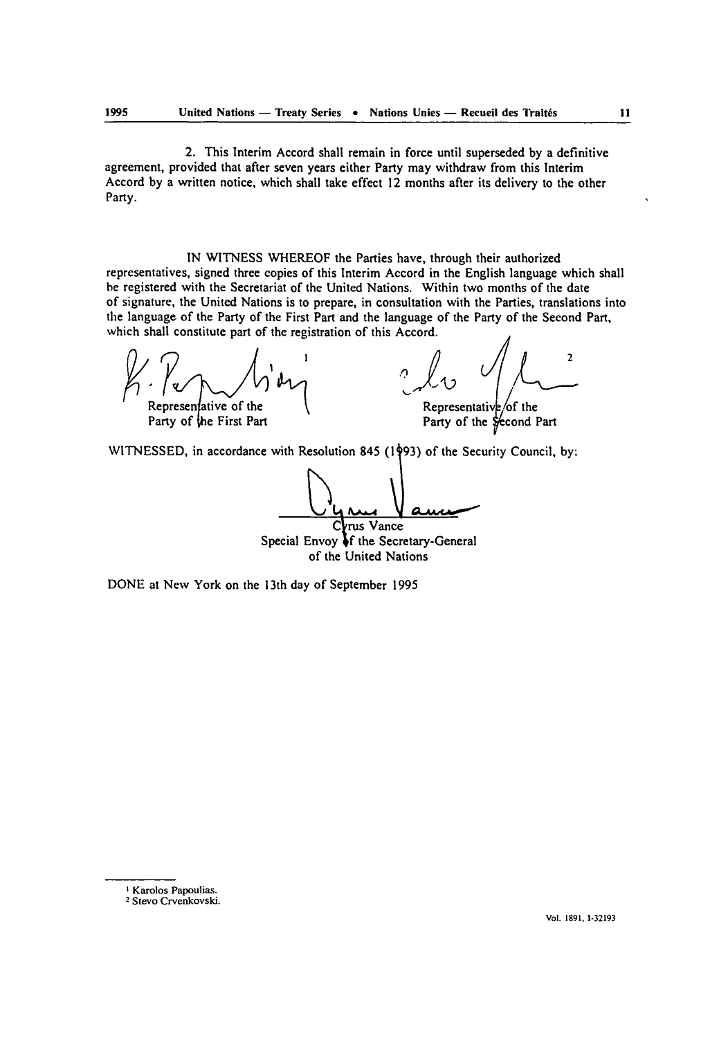2. This Interim Accord shall remain in force until superseded by a definitive agreement, provided that after seven years either Party may withdraw from this Interim Accord by a written notice, which shall take effect 12 months after its delivery to the other Party.

IN WITNESS WHEREOF the Parties have, through their authorized representatives, signed three copies of this Interim Accord in the English language which shall be registered with the Secretariat of the United Nations. Within two months of the date of signature, the United Nations is to prepare, in consultation with the Parties, translations into the language of the Party of the First Part and the language of the Party of the Second Part, which shall constitute part of the registration of this Accord.

Representative of the Party of the First Part[1]

Representative of the Party of the Second Part[2]

WITNESSED, in accordance with Resolution 845 (1993) of the Security Council, by:

Cyrus Vance
Special Envoy of the Secretary-General of the United Nations

DONE at New York on the 13th day of September 1995

---

[1] Karolos Papoulias.
[2] Stevo Crvenkovski.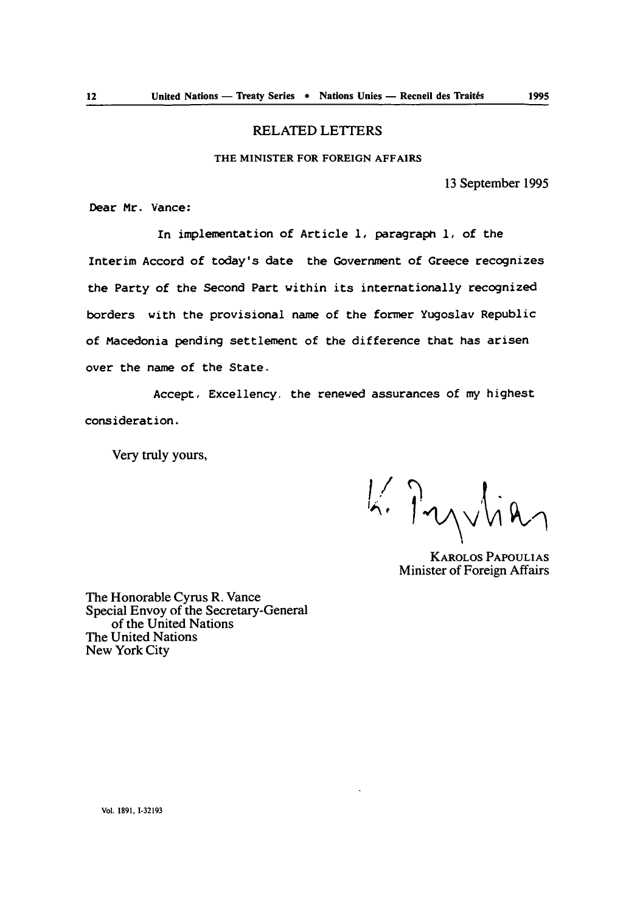## RELATED LETTERS

THE MINISTER FOR FOREIGN AFFAIRS

13 September 1995

Dear Mr. Vance:

In implementation of Article 1, paragraph 1, of the Interim Accord of today's date the Government of Greece recognizes the Party of the Second Part within its internationally recognized borders with the provisional name of the former Yugoslav Republic of Macedonia pending settlement of the difference that has arisen over the name of the State.

Accept, Excellency, the renewed assurances of my highest consideration.

Very truly yours,

KAROLOS PAPOULIAS
Minister of Foreign Affairs

The Honorable Cyrus R. Vance
Special Envoy of the Secretary-General of the United Nations
The United Nations
New York City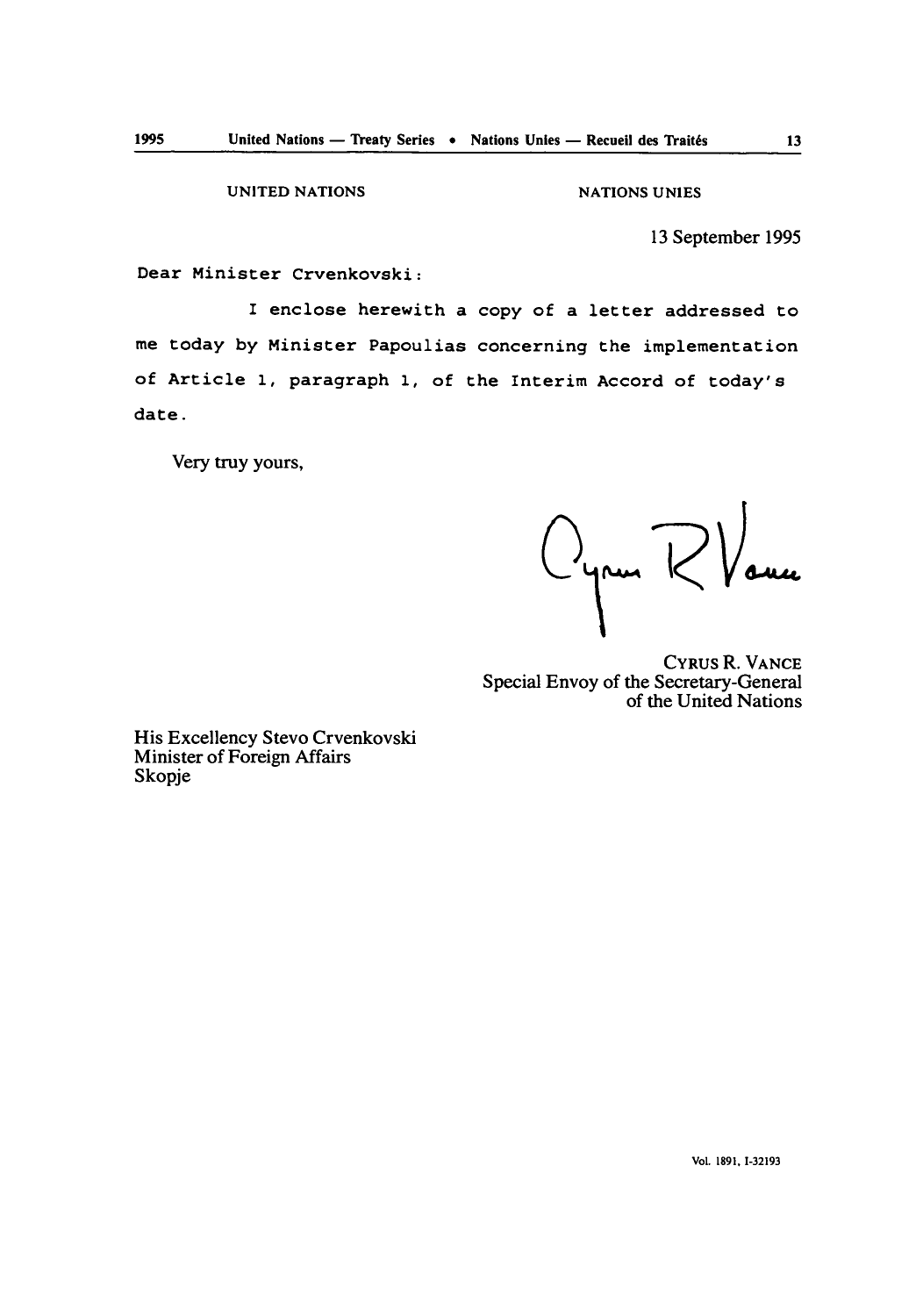UNITED NATIONS | NATIONS UNIES

13 September 1995

Dear Minister Crvenkovski:

I enclose herewith a copy of a letter addressed to me today by Minister Papoulias concerning the implementation of Article 1, paragraph 1, of the Interim Accord of today's date.

Very truy yours,

CYRUS R. VANCE
Special Envoy of the Secretary-General
of the United Nations

His Excellency Stevo Crvenkovski
Minister of Foreign Affairs
Skopje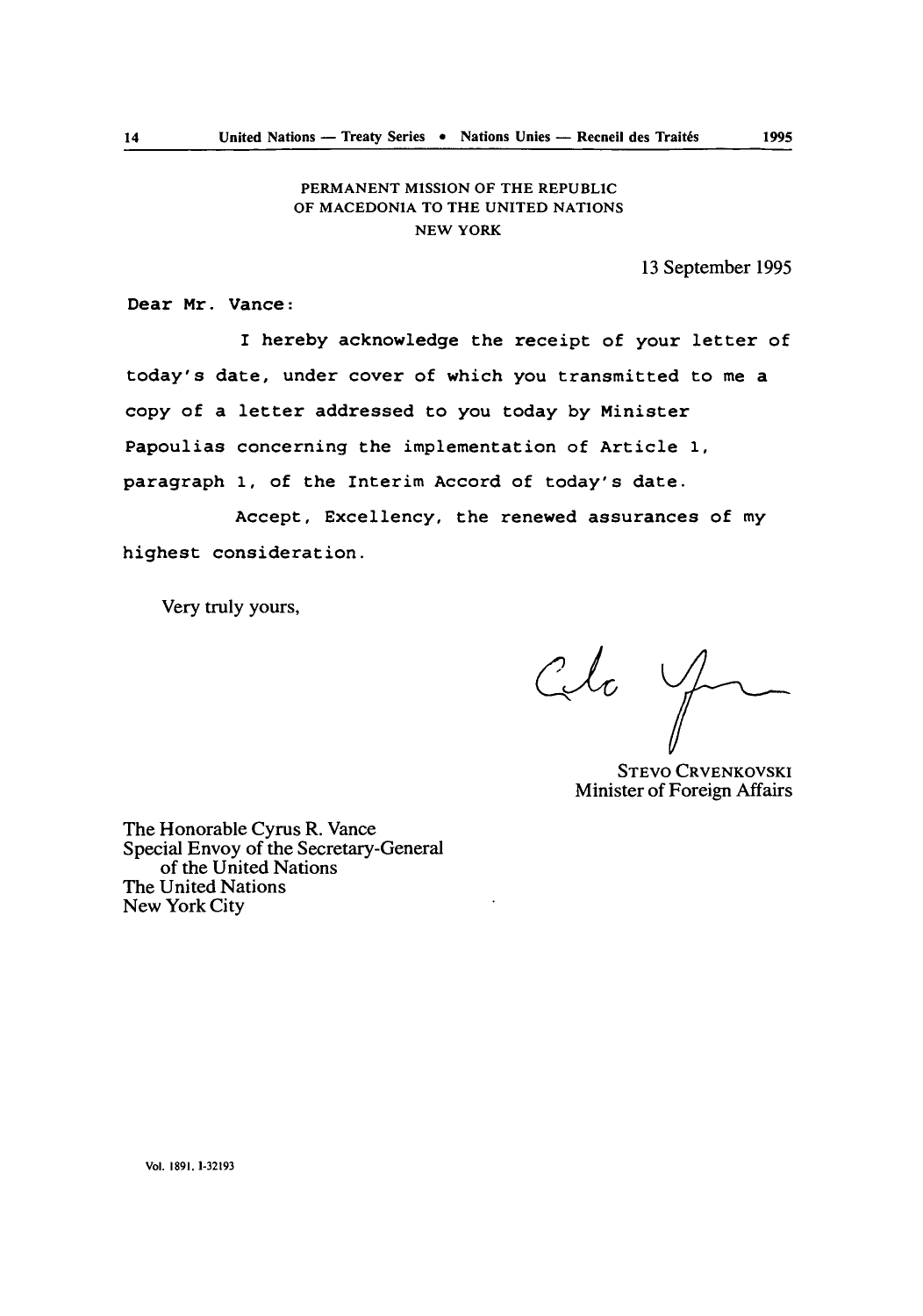PERMANENT MISSION OF THE REPUBLIC
OF MACEDONIA TO THE UNITED NATIONS
NEW YORK

13 September 1995

Dear Mr. Vance:

I hereby acknowledge the receipt of your letter of today's date, under cover of which you transmitted to me a copy of a letter addressed to you today by Minister Papoulias concerning the implementation of Article 1, paragraph 1, of the Interim Accord of today's date.

Accept, Excellency, the renewed assurances of my highest consideration.

Very truly yours,

STEVO CRVENKOVSKI
Minister of Foreign Affairs

The Honorable Cyrus R. Vance
Special Envoy of the Secretary-General
of the United Nations
The United Nations
New York City

Vol. 1891, I-32193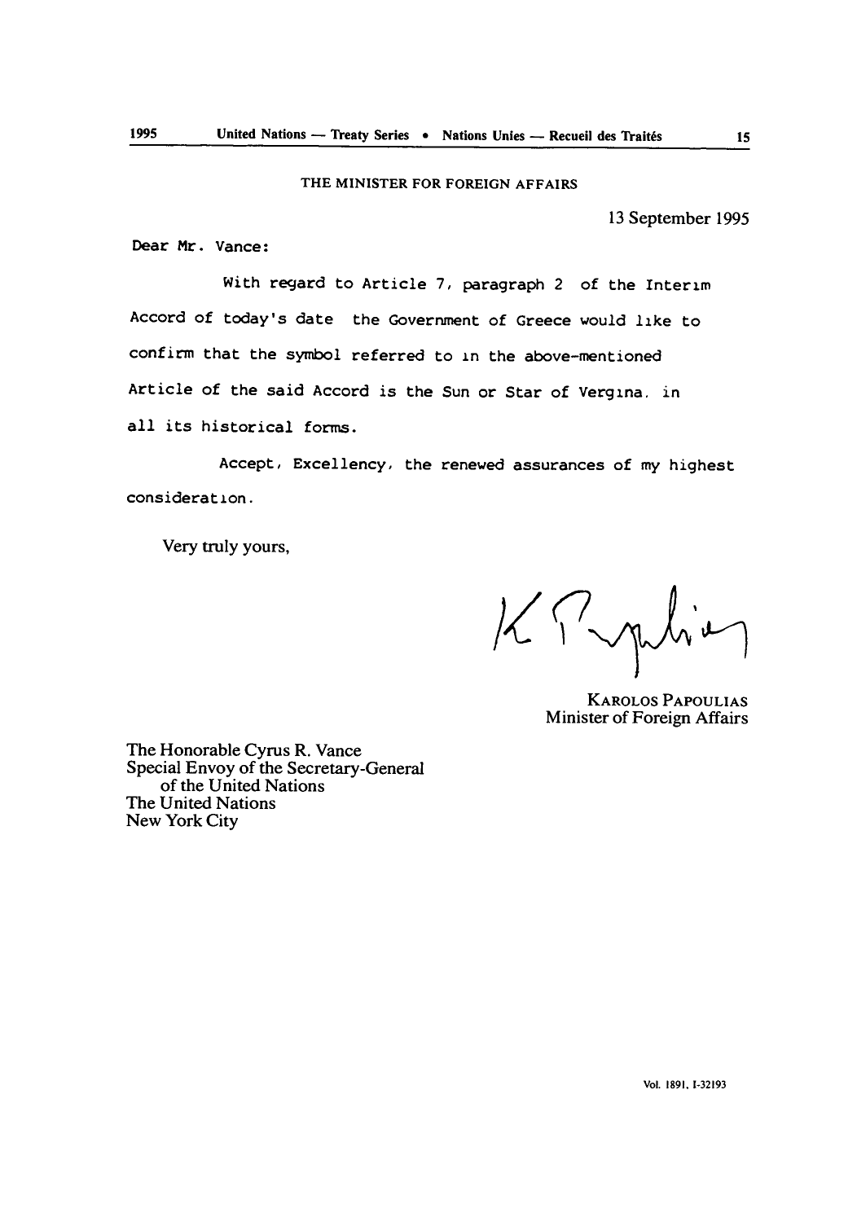THE MINISTER FOR FOREIGN AFFAIRS

13 September 1995

Dear Mr. Vance:

With regard to Article 7, paragraph 2 of the Interim Accord of today's date the Government of Greece would like to confirm that the symbol referred to in the above-mentioned Article of the said Accord is the Sun or Star of Vergina. in all its historical forms.

Accept, Excellency, the renewed assurances of my highest consideration.

Very truly yours,

KAROLOS PAPOULIAS
Minister of Foreign Affairs

The Honorable Cyrus R. Vance
Special Envoy of the Secretary-General
of the United Nations
The United Nations
New York City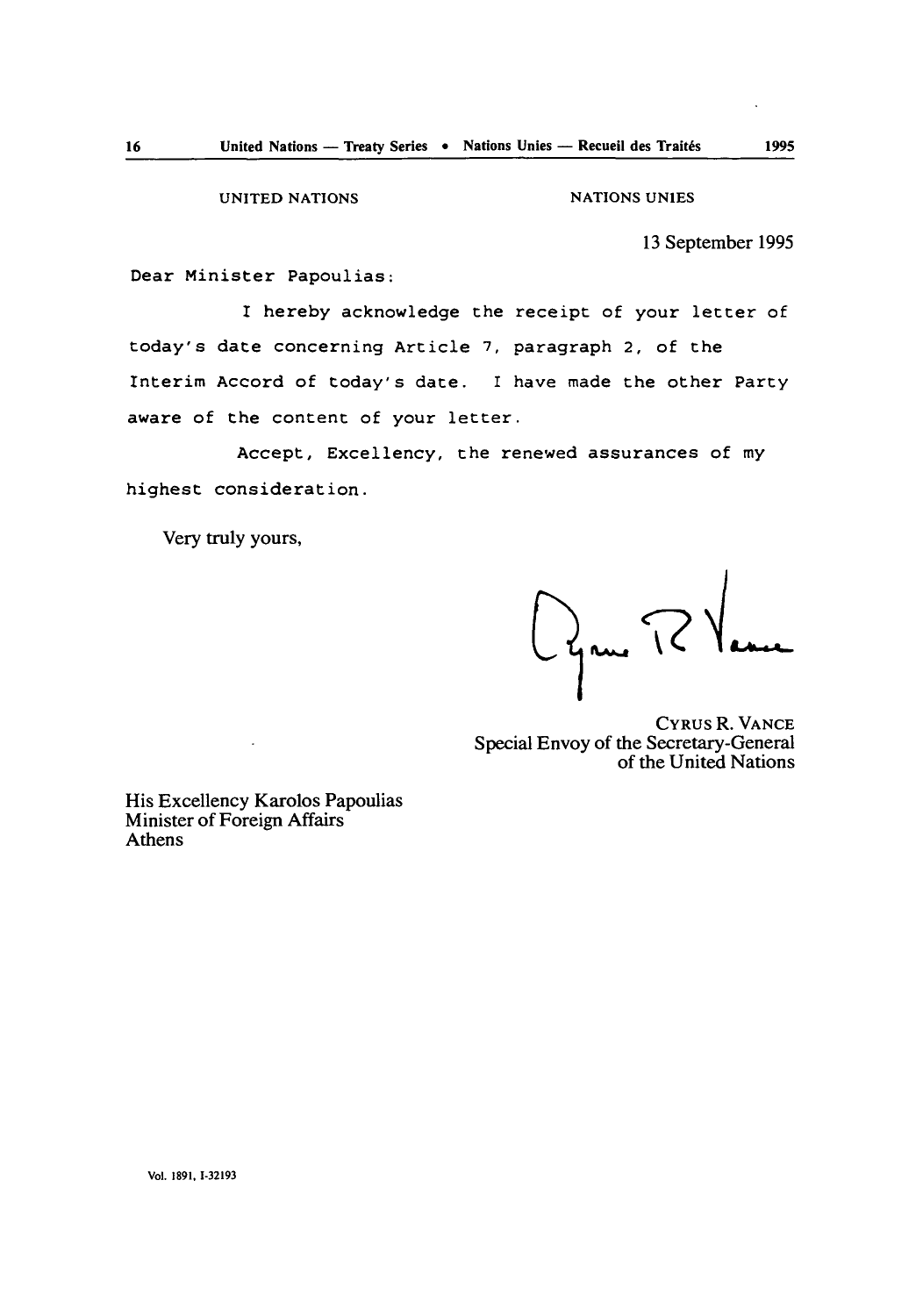UNITED NATIONS NATIONS UNIES

13 September 1995

Dear Minister Papoulias:

I hereby acknowledge the receipt of your letter of today's date concerning Article 7, paragraph 2, of the Interim Accord of today's date. I have made the other Party aware of the content of your letter.

Accept, Excellency, the renewed assurances of my highest consideration.

Very truly yours,

CYRUS R. VANCE
Special Envoy of the Secretary-General
of the United Nations

His Excellency Karolos Papoulias
Minister of Foreign Affairs
Athens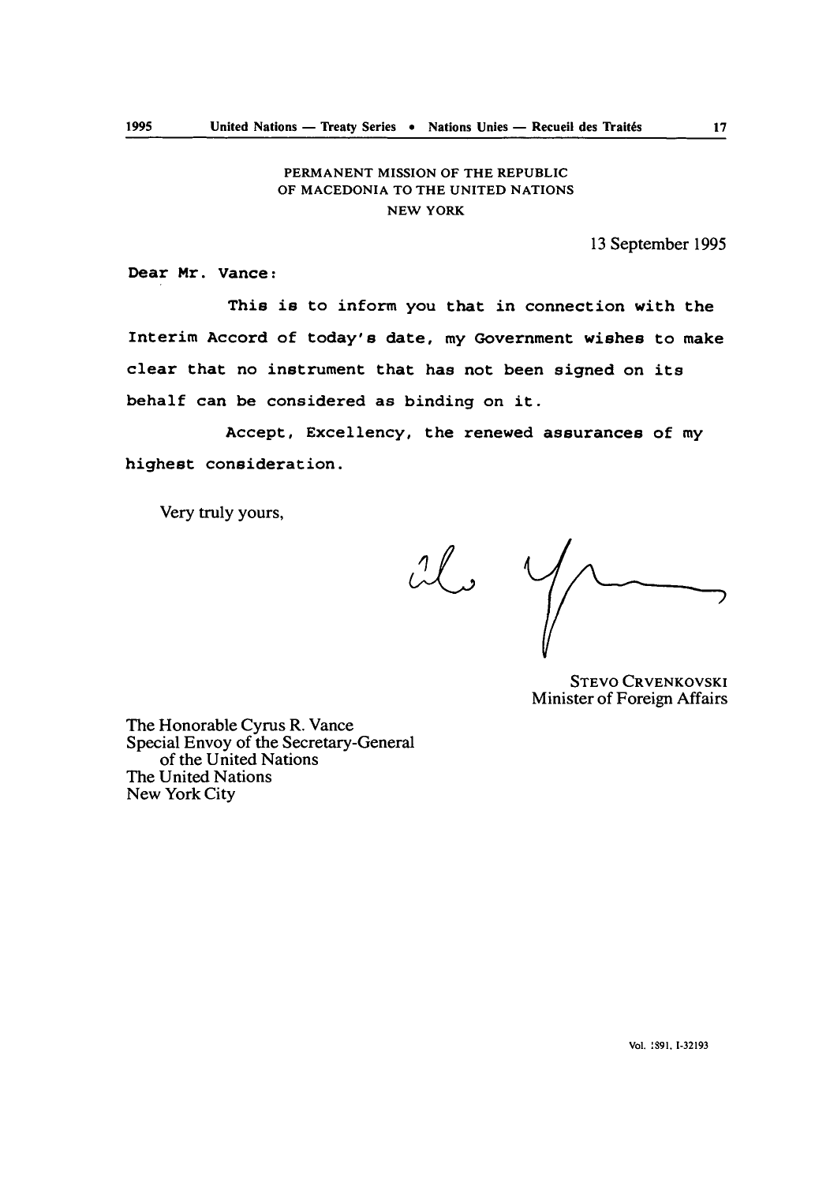PERMANENT MISSION OF THE REPUBLIC
OF MACEDONIA TO THE UNITED NATIONS
NEW YORK

13 September 1995

Dear Mr. Vance:

This is to inform you that in connection with the Interim Accord of today's date, my Government wishes to make clear that no instrument that has not been signed on its behalf can be considered as binding on it.

Accept, Excellency, the renewed assurances of my highest consideration.

Very truly yours,

STEVO CRVENKOVSKI
Minister of Foreign Affairs

The Honorable Cyrus R. Vance
Special Envoy of the Secretary-General
of the United Nations
The United Nations
New York City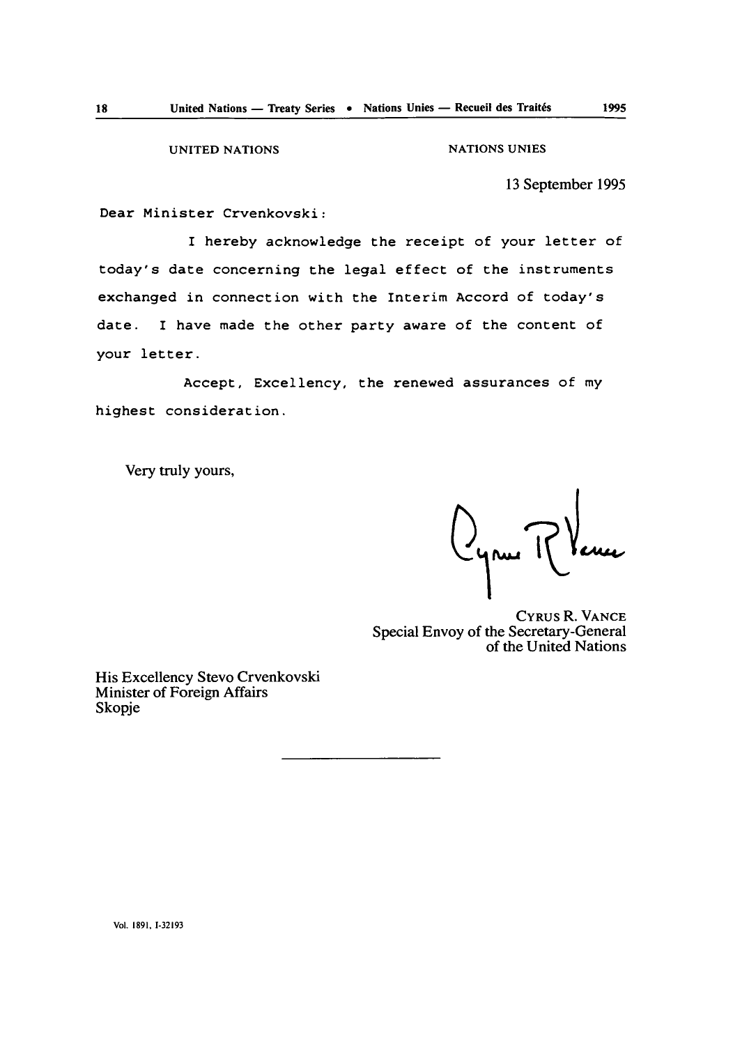UNITED NATIONS NATIONS UNIES

13 September 1995

Dear Minister Crvenkovski:

I hereby acknowledge the receipt of your letter of today's date concerning the legal effect of the instruments exchanged in connection with the Interim Accord of today's date. I have made the other party aware of the content of your letter.

Accept, Excellency, the renewed assurances of my highest consideration.

Very truly yours,

CYRUS R. VANCE
Special Envoy of the Secretary-General
of the United Nations

His Excellency Stevo Crvenkovski
Minister of Foreign Affairs
Skopje